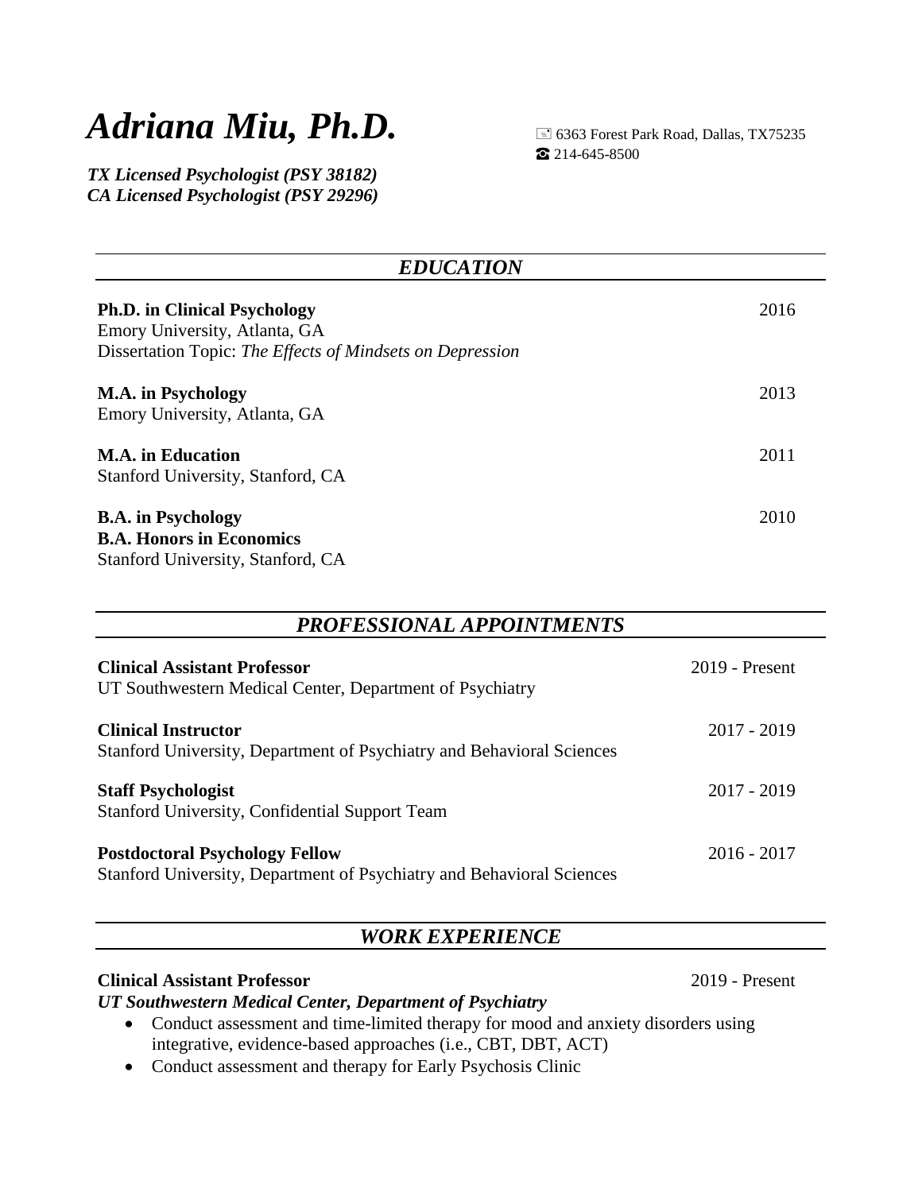# *Adriana Miu, Ph.D.*

6363 Forest Park Road, Dallas, TX75235
214-645-8500

***TX Licensed Psychologist (PSY 38182)***
***CA Licensed Psychologist (PSY 29296)***

## *EDUCATION*

**Ph.D. in Clinical Psychology** 2016
Emory University, Atlanta, GA
Dissertation Topic: *The Effects of Mindsets on Depression*

**M.A. in Psychology** 2013
Emory University, Atlanta, GA

**M.A. in Education** 2011
Stanford University, Stanford, CA

**B.A. in Psychology** 2010
**B.A. Honors in Economics**
Stanford University, Stanford, CA

## *PROFESSIONAL APPOINTMENTS*

**Clinical Assistant Professor** 2019 - Present
UT Southwestern Medical Center, Department of Psychiatry

**Clinical Instructor** 2017 - 2019
Stanford University, Department of Psychiatry and Behavioral Sciences

**Staff Psychologist** 2017 - 2019
Stanford University, Confidential Support Team

**Postdoctoral Psychology Fellow** 2016 - 2017
Stanford University, Department of Psychiatry and Behavioral Sciences

## *WORK EXPERIENCE*

**Clinical Assistant Professor** 2019 - Present
***UT Southwestern Medical Center, Department of Psychiatry***

- Conduct assessment and time-limited therapy for mood and anxiety disorders using integrative, evidence-based approaches (i.e., CBT, DBT, ACT)
- Conduct assessment and therapy for Early Psychosis Clinic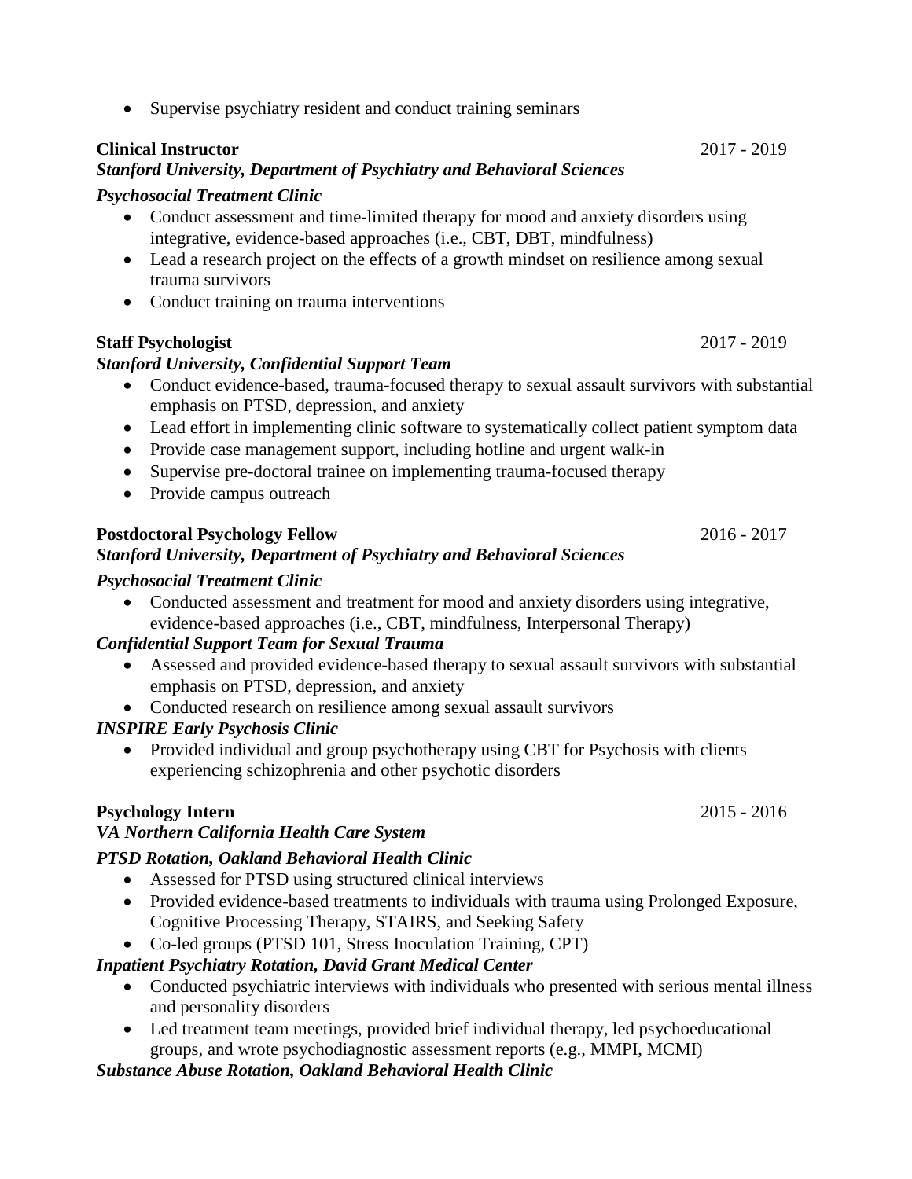- Supervise psychiatry resident and conduct training seminars

**Clinical Instructor** 2017 - 2019
***Stanford University, Department of Psychiatry and Behavioral Sciences***
***Psychosocial Treatment Clinic***

- Conduct assessment and time-limited therapy for mood and anxiety disorders using integrative, evidence-based approaches (i.e., CBT, DBT, mindfulness)
- Lead a research project on the effects of a growth mindset on resilience among sexual trauma survivors
- Conduct training on trauma interventions

**Staff Psychologist** 2017 - 2019
***Stanford University, Confidential Support Team***

- Conduct evidence-based, trauma-focused therapy to sexual assault survivors with substantial emphasis on PTSD, depression, and anxiety
- Lead effort in implementing clinic software to systematically collect patient symptom data
- Provide case management support, including hotline and urgent walk-in
- Supervise pre-doctoral trainee on implementing trauma-focused therapy
- Provide campus outreach

**Postdoctoral Psychology Fellow** 2016 - 2017
***Stanford University, Department of Psychiatry and Behavioral Sciences***
***Psychosocial Treatment Clinic***

- Conducted assessment and treatment for mood and anxiety disorders using integrative, evidence-based approaches (i.e., CBT, mindfulness, Interpersonal Therapy)

***Confidential Support Team for Sexual Trauma***

- Assessed and provided evidence-based therapy to sexual assault survivors with substantial emphasis on PTSD, depression, and anxiety
- Conducted research on resilience among sexual assault survivors

***INSPIRE Early Psychosis Clinic***

- Provided individual and group psychotherapy using CBT for Psychosis with clients experiencing schizophrenia and other psychotic disorders

**Psychology Intern** 2015 - 2016
***VA Northern California Health Care System***
***PTSD Rotation, Oakland Behavioral Health Clinic***

- Assessed for PTSD using structured clinical interviews
- Provided evidence-based treatments to individuals with trauma using Prolonged Exposure, Cognitive Processing Therapy, STAIRS, and Seeking Safety
- Co-led groups (PTSD 101, Stress Inoculation Training, CPT)

***Inpatient Psychiatry Rotation, David Grant Medical Center***

- Conducted psychiatric interviews with individuals who presented with serious mental illness and personality disorders
- Led treatment team meetings, provided brief individual therapy, led psychoeducational groups, and wrote psychodiagnostic assessment reports (e.g., MMPI, MCMI)

***Substance Abuse Rotation, Oakland Behavioral Health Clinic***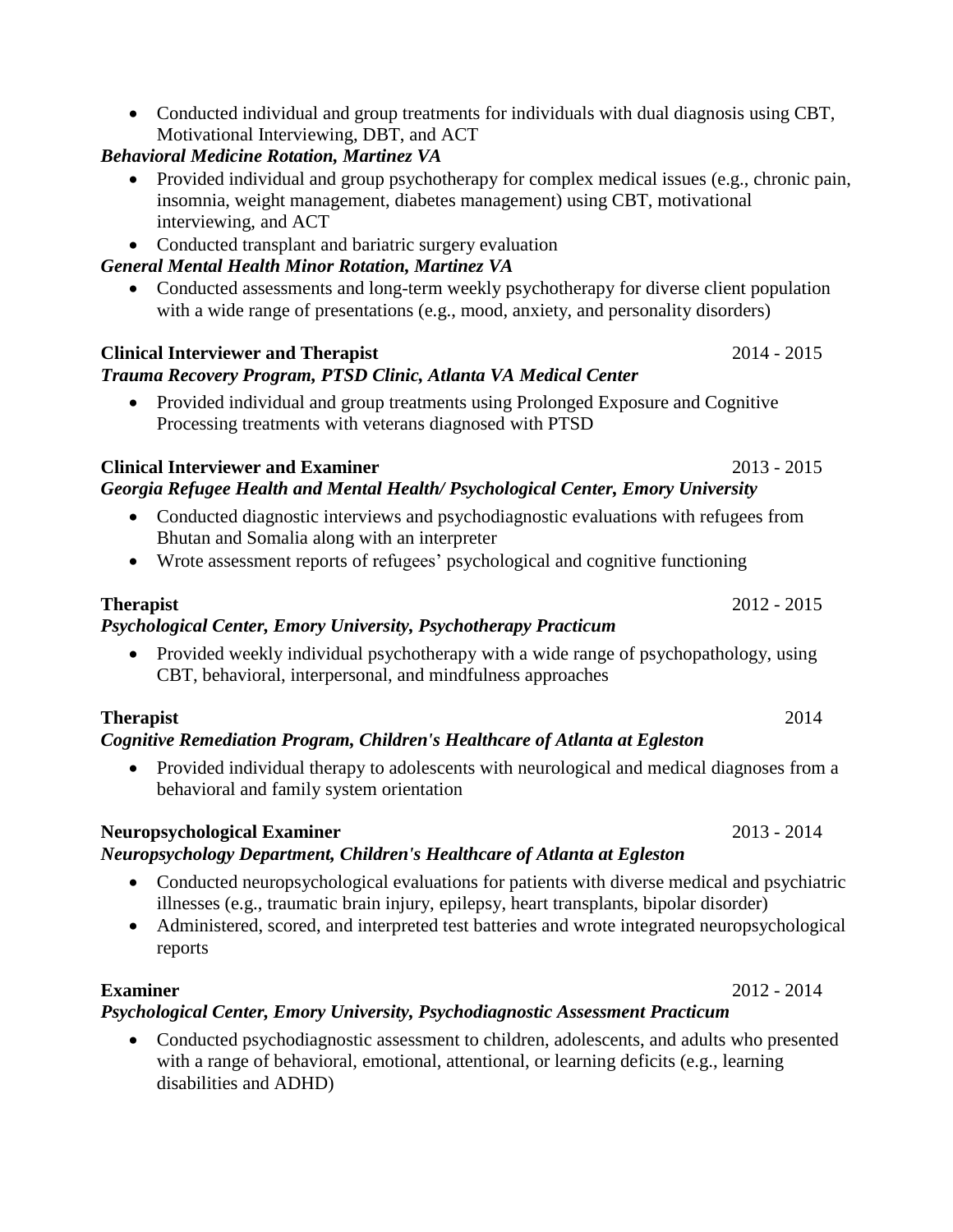- Conducted individual and group treatments for individuals with dual diagnosis using CBT, Motivational Interviewing, DBT, and ACT

***Behavioral Medicine Rotation, Martinez VA***

- Provided individual and group psychotherapy for complex medical issues (e.g., chronic pain, insomnia, weight management, diabetes management) using CBT, motivational interviewing, and ACT
- Conducted transplant and bariatric surgery evaluation

***General Mental Health Minor Rotation, Martinez VA***

- Conducted assessments and long-term weekly psychotherapy for diverse client population with a wide range of presentations (e.g., mood, anxiety, and personality disorders)

**Clinical Interviewer and Therapist** 2014 - 2015
***Trauma Recovery Program, PTSD Clinic, Atlanta VA Medical Center***

- Provided individual and group treatments using Prolonged Exposure and Cognitive Processing treatments with veterans diagnosed with PTSD

**Clinical Interviewer and Examiner** 2013 - 2015
***Georgia Refugee Health and Mental Health/ Psychological Center, Emory University***

- Conducted diagnostic interviews and psychodiagnostic evaluations with refugees from Bhutan and Somalia along with an interpreter
- Wrote assessment reports of refugees' psychological and cognitive functioning

**Therapist** 2012 - 2015
***Psychological Center, Emory University, Psychotherapy Practicum***

- Provided weekly individual psychotherapy with a wide range of psychopathology, using CBT, behavioral, interpersonal, and mindfulness approaches

**Therapist** 2014
***Cognitive Remediation Program, Children's Healthcare of Atlanta at Egleston***

- Provided individual therapy to adolescents with neurological and medical diagnoses from a behavioral and family system orientation

**Neuropsychological Examiner** 2013 - 2014
***Neuropsychology Department, Children's Healthcare of Atlanta at Egleston***

- Conducted neuropsychological evaluations for patients with diverse medical and psychiatric illnesses (e.g., traumatic brain injury, epilepsy, heart transplants, bipolar disorder)
- Administered, scored, and interpreted test batteries and wrote integrated neuropsychological reports

**Examiner** 2012 - 2014
***Psychological Center, Emory University, Psychodiagnostic Assessment Practicum***

- Conducted psychodiagnostic assessment to children, adolescents, and adults who presented with a range of behavioral, emotional, attentional, or learning deficits (e.g., learning disabilities and ADHD)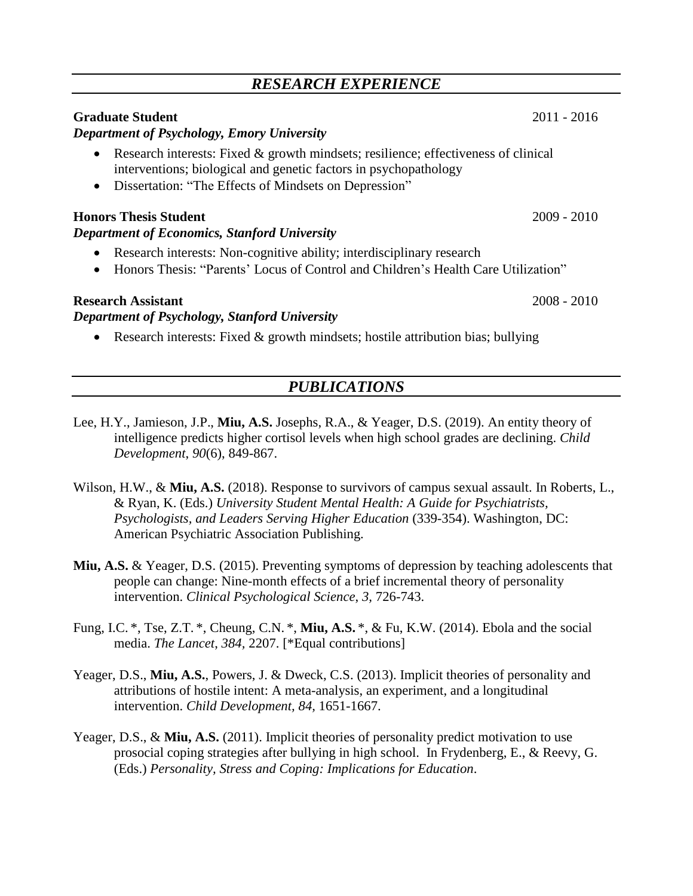## *RESEARCH EXPERIENCE*

**Graduate Student** 2011 - 2016
***Department of Psychology, Emory University***

- Research interests: Fixed & growth mindsets; resilience; effectiveness of clinical interventions; biological and genetic factors in psychopathology
- Dissertation: "The Effects of Mindsets on Depression"

**Honors Thesis Student** 2009 - 2010
***Department of Economics, Stanford University***

- Research interests: Non-cognitive ability; interdisciplinary research
- Honors Thesis: "Parents' Locus of Control and Children's Health Care Utilization"

**Research Assistant** 2008 - 2010
***Department of Psychology, Stanford University***

- Research interests: Fixed & growth mindsets; hostile attribution bias; bullying

## *PUBLICATIONS*

Lee, H.Y., Jamieson, J.P., **Miu, A.S.** Josephs, R.A., & Yeager, D.S. (2019). An entity theory of intelligence predicts higher cortisol levels when high school grades are declining. *Child Development*, *90*(6), 849-867.

Wilson, H.W., & **Miu, A.S.** (2018). Response to survivors of campus sexual assault. In Roberts, L., & Ryan, K. (Eds.) *University Student Mental Health: A Guide for Psychiatrists, Psychologists, and Leaders Serving Higher Education* (339-354). Washington, DC: American Psychiatric Association Publishing.

**Miu, A.S.** & Yeager, D.S. (2015). Preventing symptoms of depression by teaching adolescents that people can change: Nine-month effects of a brief incremental theory of personality intervention. *Clinical Psychological Science*, *3*, 726-743.

Fung, I.C. *, Tse, Z.T. *, Cheung, C.N. *, **Miu, A.S.** *, & Fu, K.W. (2014). Ebola and the social media. *The Lancet*, *384,* 2207. [*Equal contributions]

Yeager, D.S., **Miu, A.S.**, Powers, J. & Dweck, C.S. (2013). Implicit theories of personality and attributions of hostile intent: A meta-analysis, an experiment, and a longitudinal intervention. *Child Development, 84,* 1651-1667.

Yeager, D.S., & **Miu, A.S.** (2011). Implicit theories of personality predict motivation to use prosocial coping strategies after bullying in high school. In Frydenberg, E., & Reevy, G. (Eds.) *Personality, Stress and Coping: Implications for Education*.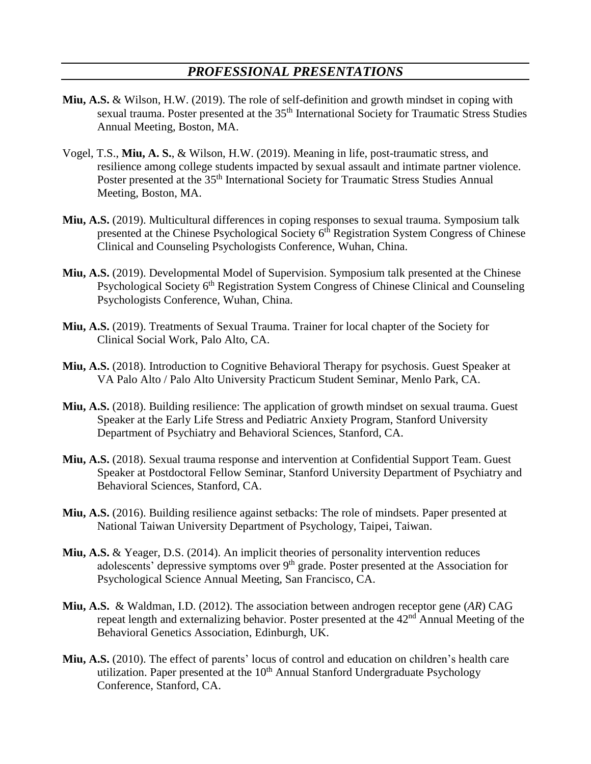## *PROFESSIONAL PRESENTATIONS*

**Miu, A.S.** & Wilson, H.W. (2019). The role of self-definition and growth mindset in coping with sexual trauma. Poster presented at the 35th International Society for Traumatic Stress Studies Annual Meeting, Boston, MA.

Vogel, T.S., **Miu, A. S.**, & Wilson, H.W. (2019). Meaning in life, post-traumatic stress, and resilience among college students impacted by sexual assault and intimate partner violence. Poster presented at the 35th International Society for Traumatic Stress Studies Annual Meeting, Boston, MA.

**Miu, A.S.** (2019). Multicultural differences in coping responses to sexual trauma. Symposium talk presented at the Chinese Psychological Society 6th Registration System Congress of Chinese Clinical and Counseling Psychologists Conference, Wuhan, China.

**Miu, A.S.** (2019). Developmental Model of Supervision. Symposium talk presented at the Chinese Psychological Society 6th Registration System Congress of Chinese Clinical and Counseling Psychologists Conference, Wuhan, China.

**Miu, A.S.** (2019). Treatments of Sexual Trauma. Trainer for local chapter of the Society for Clinical Social Work, Palo Alto, CA.

**Miu, A.S.** (2018). Introduction to Cognitive Behavioral Therapy for psychosis. Guest Speaker at VA Palo Alto / Palo Alto University Practicum Student Seminar, Menlo Park, CA.

**Miu, A.S.** (2018). Building resilience: The application of growth mindset on sexual trauma. Guest Speaker at the Early Life Stress and Pediatric Anxiety Program, Stanford University Department of Psychiatry and Behavioral Sciences, Stanford, CA.

**Miu, A.S.** (2018). Sexual trauma response and intervention at Confidential Support Team. Guest Speaker at Postdoctoral Fellow Seminar, Stanford University Department of Psychiatry and Behavioral Sciences, Stanford, CA.

**Miu, A.S.** (2016). Building resilience against setbacks: The role of mindsets. Paper presented at National Taiwan University Department of Psychology, Taipei, Taiwan.

**Miu, A.S.** & Yeager, D.S. (2014). An implicit theories of personality intervention reduces adolescents' depressive symptoms over 9th grade. Poster presented at the Association for Psychological Science Annual Meeting, San Francisco, CA.

**Miu, A.S.** & Waldman, I.D. (2012). The association between androgen receptor gene (*AR*) CAG repeat length and externalizing behavior. Poster presented at the 42nd Annual Meeting of the Behavioral Genetics Association, Edinburgh, UK.

**Miu, A.S.** (2010). The effect of parents' locus of control and education on children's health care utilization. Paper presented at the 10th Annual Stanford Undergraduate Psychology Conference, Stanford, CA.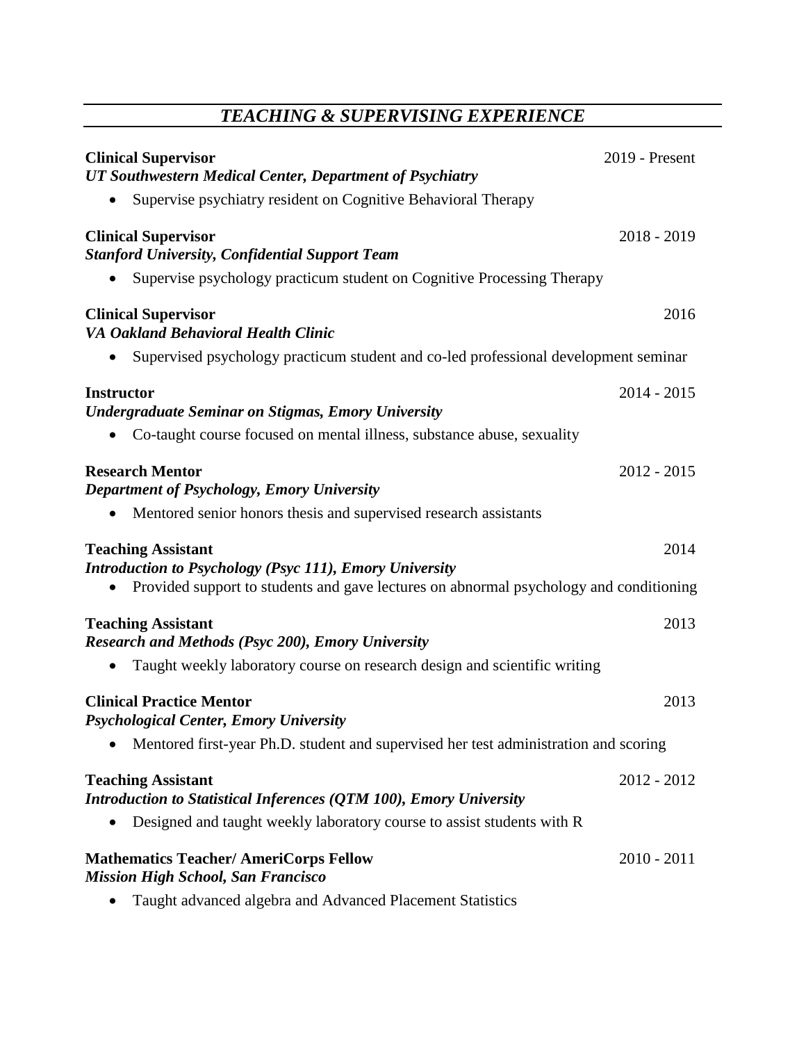## *TEACHING & SUPERVISING EXPERIENCE*

**Clinical Supervisor** 2019 - Present
***UT Southwestern Medical Center, Department of Psychiatry***

- Supervise psychiatry resident on Cognitive Behavioral Therapy

**Clinical Supervisor** 2018 - 2019
***Stanford University, Confidential Support Team***

- Supervise psychology practicum student on Cognitive Processing Therapy

**Clinical Supervisor** 2016
***VA Oakland Behavioral Health Clinic***

- Supervised psychology practicum student and co-led professional development seminar

**Instructor** 2014 - 2015
***Undergraduate Seminar on Stigmas, Emory University***

- Co-taught course focused on mental illness, substance abuse, sexuality

**Research Mentor** 2012 - 2015
***Department of Psychology, Emory University***

- Mentored senior honors thesis and supervised research assistants

**Teaching Assistant** 2014
***Introduction to Psychology (Psyc 111), Emory University***

- Provided support to students and gave lectures on abnormal psychology and conditioning

**Teaching Assistant** 2013
***Research and Methods (Psyc 200), Emory University***

- Taught weekly laboratory course on research design and scientific writing

**Clinical Practice Mentor** 2013
***Psychological Center, Emory University***

- Mentored first-year Ph.D. student and supervised her test administration and scoring

**Teaching Assistant** 2012 - 2012
***Introduction to Statistical Inferences (QTM 100), Emory University***

- Designed and taught weekly laboratory course to assist students with R

**Mathematics Teacher/ AmeriCorps Fellow** 2010 - 2011
***Mission High School, San Francisco***

- Taught advanced algebra and Advanced Placement Statistics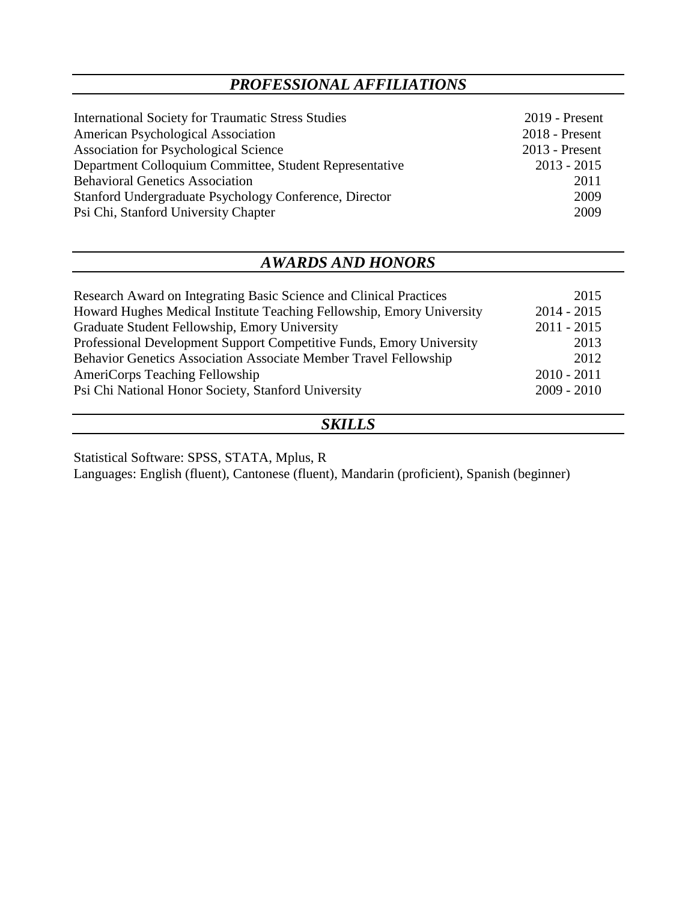## *PROFESSIONAL AFFILIATIONS*

| | |
|---|---|
| International Society for Traumatic Stress Studies | 2019 - Present |
| American Psychological Association | 2018 - Present |
| Association for Psychological Science | 2013 - Present |
| Department Colloquium Committee, Student Representative | 2013 - 2015 |
| Behavioral Genetics Association | 2011 |
| Stanford Undergraduate Psychology Conference, Director | 2009 |
| Psi Chi, Stanford University Chapter | 2009 |

## *AWARDS AND HONORS*

| | |
|---|---|
| Research Award on Integrating Basic Science and Clinical Practices | 2015 |
| Howard Hughes Medical Institute Teaching Fellowship, Emory University | 2014 - 2015 |
| Graduate Student Fellowship, Emory University | 2011 - 2015 |
| Professional Development Support Competitive Funds, Emory University | 2013 |
| Behavior Genetics Association Associate Member Travel Fellowship | 2012 |
| AmeriCorps Teaching Fellowship | 2010 - 2011 |
| Psi Chi National Honor Society, Stanford University | 2009 - 2010 |

## *SKILLS*

Statistical Software: SPSS, STATA, Mplus, R
Languages: English (fluent), Cantonese (fluent), Mandarin (proficient), Spanish (beginner)